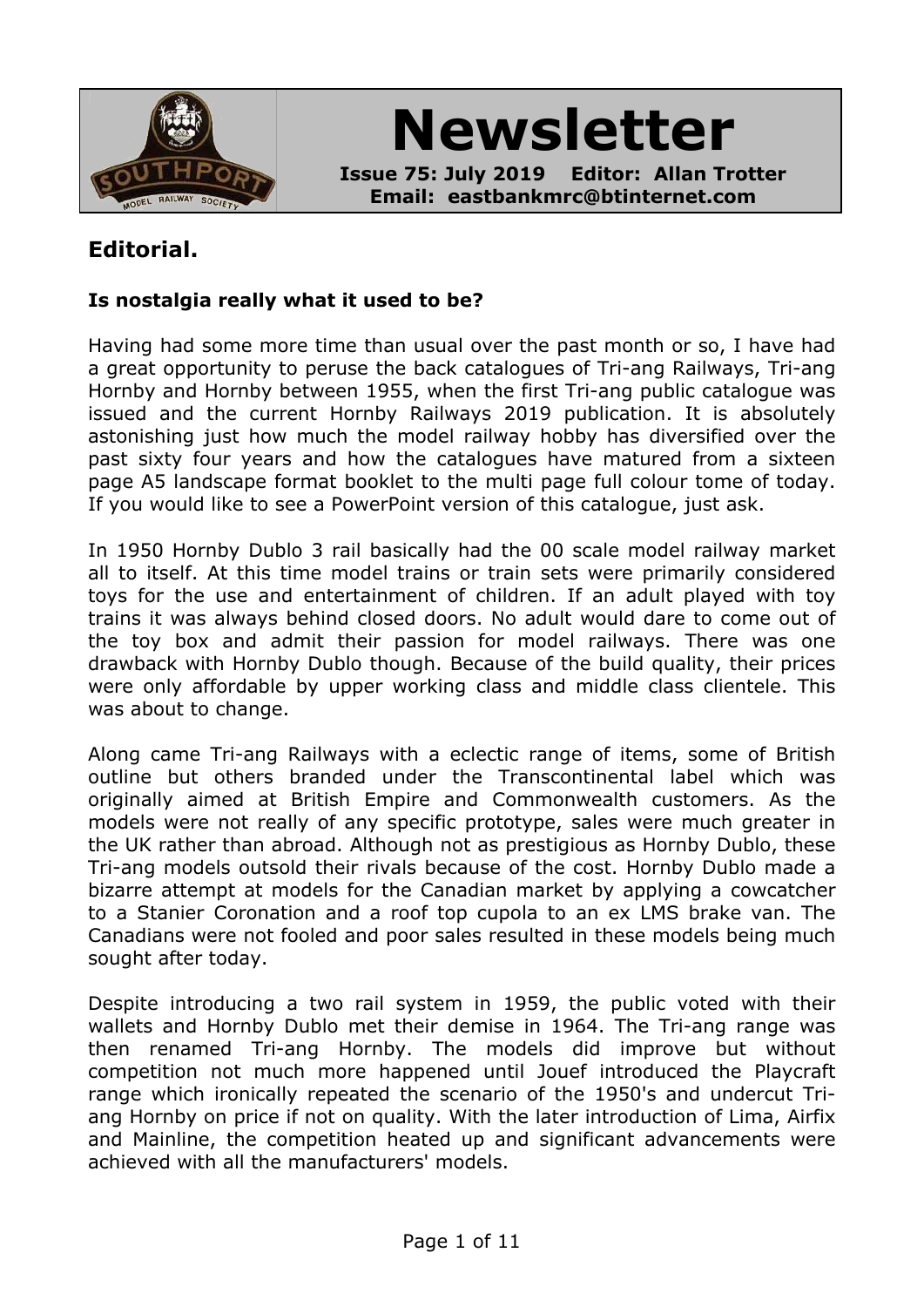# Newsletter

**Issue 75: July 2019    Editor: Allan Trotter**
**Email: eastbankmrc@btinternet.com**

## Editorial.

**Is nostalgia really what it used to be?**

Having had some more time than usual over the past month or so, I have had a great opportunity to peruse the back catalogues of Tri-ang Railways, Tri-ang Hornby and Hornby between 1955, when the first Tri-ang public catalogue was issued and the current Hornby Railways 2019 publication. It is absolutely astonishing just how much the model railway hobby has diversified over the past sixty four years and how the catalogues have matured from a sixteen page A5 landscape format booklet to the multi page full colour tome of today. If you would like to see a PowerPoint version of this catalogue, just ask.

In 1950 Hornby Dublo 3 rail basically had the 00 scale model railway market all to itself. At this time model trains or train sets were primarily considered toys for the use and entertainment of children. If an adult played with toy trains it was always behind closed doors. No adult would dare to come out of the toy box and admit their passion for model railways. There was one drawback with Hornby Dublo though. Because of the build quality, their prices were only affordable by upper working class and middle class clientele. This was about to change.

Along came Tri-ang Railways with a eclectic range of items, some of British outline but others branded under the Transcontinental label which was originally aimed at British Empire and Commonwealth customers. As the models were not really of any specific prototype, sales were much greater in the UK rather than abroad. Although not as prestigious as Hornby Dublo, these Tri-ang models outsold their rivals because of the cost. Hornby Dublo made a bizarre attempt at models for the Canadian market by applying a cowcatcher to a Stanier Coronation and a roof top cupola to an ex LMS brake van. The Canadians were not fooled and poor sales resulted in these models being much sought after today.

Despite introducing a two rail system in 1959, the public voted with their wallets and Hornby Dublo met their demise in 1964. The Tri-ang range was then renamed Tri-ang Hornby. The models did improve but without competition not much more happened until Jouef introduced the Playcraft range which ironically repeated the scenario of the 1950's and undercut Tri-ang Hornby on price if not on quality. With the later introduction of Lima, Airfix and Mainline, the competition heated up and significant advancements were achieved with all the manufacturers' models.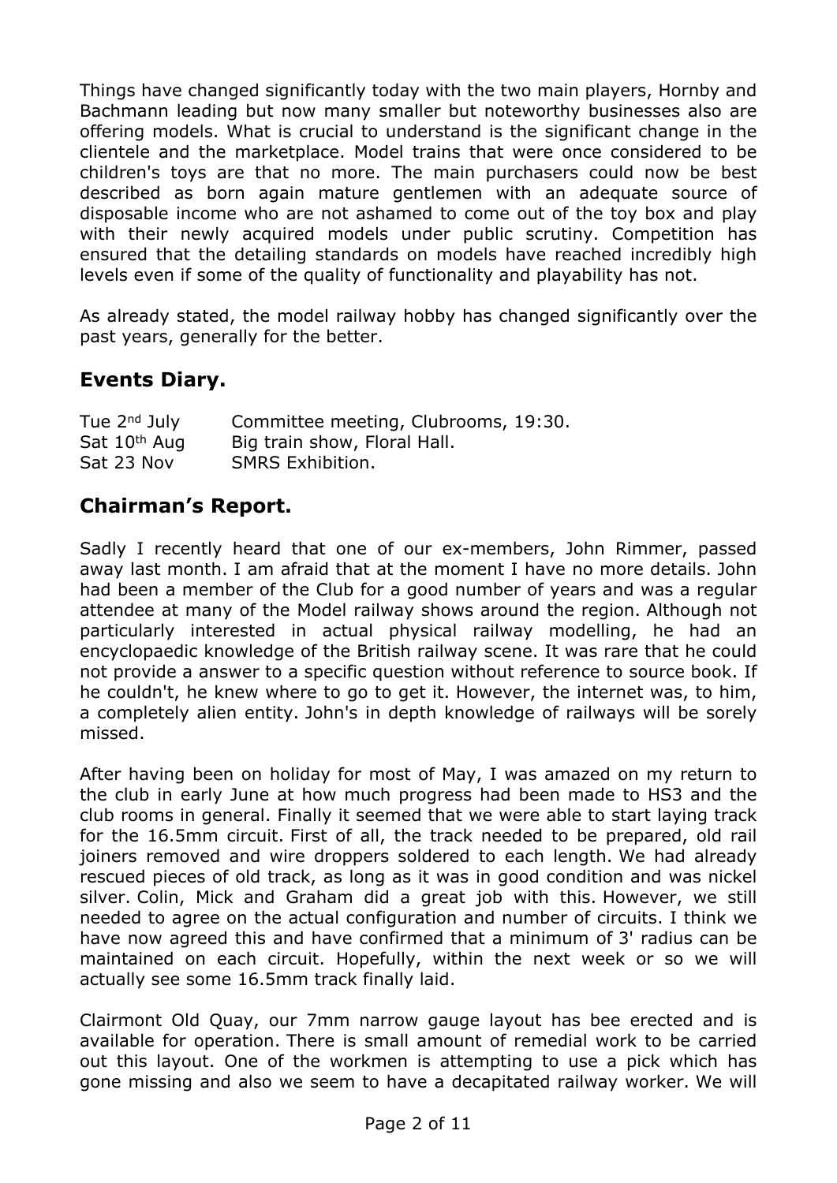Things have changed significantly today with the two main players, Hornby and Bachmann leading but now many smaller but noteworthy businesses also are offering models. What is crucial to understand is the significant change in the clientele and the marketplace. Model trains that were once considered to be children's toys are that no more. The main purchasers could now be best described as born again mature gentlemen with an adequate source of disposable income who are not ashamed to come out of the toy box and play with their newly acquired models under public scrutiny. Competition has ensured that the detailing standards on models have reached incredibly high levels even if some of the quality of functionality and playability has not.

As already stated, the model railway hobby has changed significantly over the past years, generally for the better.

## Events Diary.

| | |
|---|---|
| Tue 2nd July | Committee meeting, Clubrooms, 19:30. |
| Sat 10th Aug | Big train show, Floral Hall. |
| Sat 23 Nov | SMRS Exhibition. |

## Chairman's Report.

Sadly I recently heard that one of our ex-members, John Rimmer, passed away last month. I am afraid that at the moment I have no more details. John had been a member of the Club for a good number of years and was a regular attendee at many of the Model railway shows around the region. Although not particularly interested in actual physical railway modelling, he had an encyclopaedic knowledge of the British railway scene. It was rare that he could not provide a answer to a specific question without reference to source book. If he couldn't, he knew where to go to get it. However, the internet was, to him, a completely alien entity. John's in depth knowledge of railways will be sorely missed.

After having been on holiday for most of May, I was amazed on my return to the club in early June at how much progress had been made to HS3 and the club rooms in general. Finally it seemed that we were able to start laying track for the 16.5mm circuit. First of all, the track needed to be prepared, old rail joiners removed and wire droppers soldered to each length. We had already rescued pieces of old track, as long as it was in good condition and was nickel silver. Colin, Mick and Graham did a great job with this. However, we still needed to agree on the actual configuration and number of circuits. I think we have now agreed this and have confirmed that a minimum of 3' radius can be maintained on each circuit. Hopefully, within the next week or so we will actually see some 16.5mm track finally laid.

Clairmont Old Quay, our 7mm narrow gauge layout has bee erected and is available for operation. There is small amount of remedial work to be carried out this layout. One of the workmen is attempting to use a pick which has gone missing and also we seem to have a decapitated railway worker. We will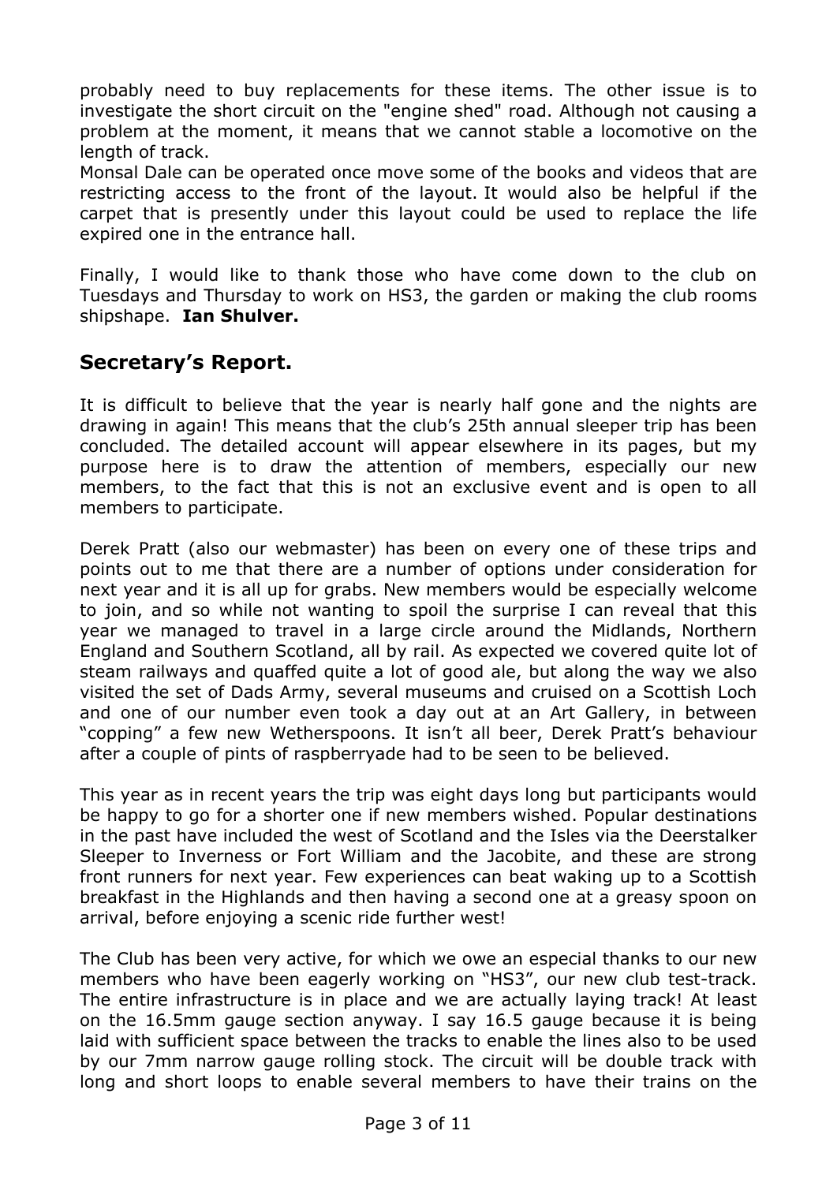probably need to buy replacements for these items. The other issue is to investigate the short circuit on the "engine shed" road. Although not causing a problem at the moment, it means that we cannot stable a locomotive on the length of track.

Monsal Dale can be operated once move some of the books and videos that are restricting access to the front of the layout. It would also be helpful if the carpet that is presently under this layout could be used to replace the life expired one in the entrance hall.

Finally, I would like to thank those who have come down to the club on Tuesdays and Thursday to work on HS3, the garden or making the club rooms shipshape. **Ian Shulver.**

## Secretary's Report.

It is difficult to believe that the year is nearly half gone and the nights are drawing in again! This means that the club's 25th annual sleeper trip has been concluded. The detailed account will appear elsewhere in its pages, but my purpose here is to draw the attention of members, especially our new members, to the fact that this is not an exclusive event and is open to all members to participate.

Derek Pratt (also our webmaster) has been on every one of these trips and points out to me that there are a number of options under consideration for next year and it is all up for grabs. New members would be especially welcome to join, and so while not wanting to spoil the surprise I can reveal that this year we managed to travel in a large circle around the Midlands, Northern England and Southern Scotland, all by rail. As expected we covered quite lot of steam railways and quaffed quite a lot of good ale, but along the way we also visited the set of Dads Army, several museums and cruised on a Scottish Loch and one of our number even took a day out at an Art Gallery, in between "copping" a few new Wetherspoons. It isn't all beer, Derek Pratt's behaviour after a couple of pints of raspberryade had to be seen to be believed.

This year as in recent years the trip was eight days long but participants would be happy to go for a shorter one if new members wished. Popular destinations in the past have included the west of Scotland and the Isles via the Deerstalker Sleeper to Inverness or Fort William and the Jacobite, and these are strong front runners for next year. Few experiences can beat waking up to a Scottish breakfast in the Highlands and then having a second one at a greasy spoon on arrival, before enjoying a scenic ride further west!

The Club has been very active, for which we owe an especial thanks to our new members who have been eagerly working on "HS3", our new club test-track. The entire infrastructure is in place and we are actually laying track! At least on the 16.5mm gauge section anyway. I say 16.5 gauge because it is being laid with sufficient space between the tracks to enable the lines also to be used by our 7mm narrow gauge rolling stock. The circuit will be double track with long and short loops to enable several members to have their trains on the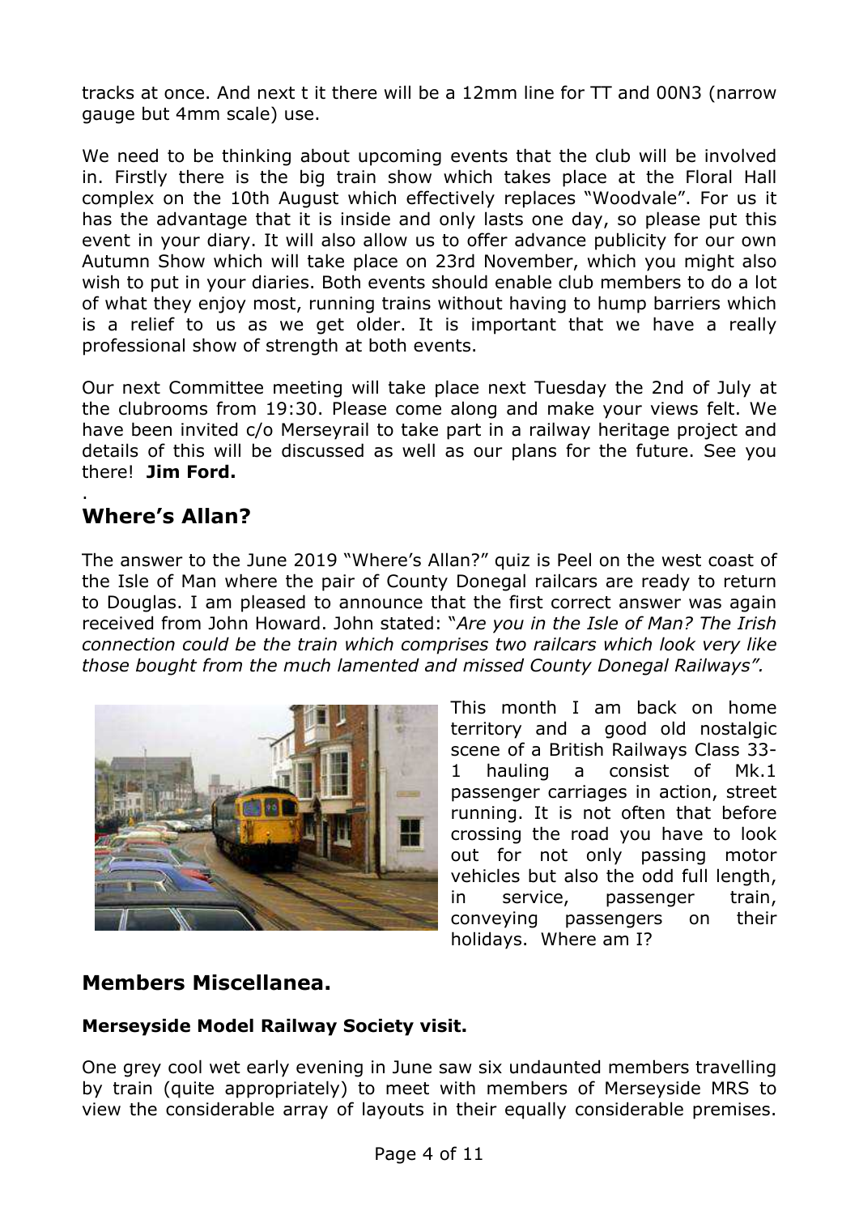tracks at once. And next t it there will be a 12mm line for TT and 00N3 (narrow gauge but 4mm scale) use.

We need to be thinking about upcoming events that the club will be involved in. Firstly there is the big train show which takes place at the Floral Hall complex on the 10th August which effectively replaces "Woodvale". For us it has the advantage that it is inside and only lasts one day, so please put this event in your diary. It will also allow us to offer advance publicity for our own Autumn Show which will take place on 23rd November, which you might also wish to put in your diaries. Both events should enable club members to do a lot of what they enjoy most, running trains without having to hump barriers which is a relief to us as we get older. It is important that we have a really professional show of strength at both events.

Our next Committee meeting will take place next Tuesday the 2nd of July at the clubrooms from 19:30. Please come along and make your views felt. We have been invited c/o Merseyrail to take part in a railway heritage project and details of this will be discussed as well as our plans for the future. See you there! **Jim Ford.**

.

## Where's Allan?

The answer to the June 2019 "Where's Allan?" quiz is Peel on the west coast of the Isle of Man where the pair of County Donegal railcars are ready to return to Douglas. I am pleased to announce that the first correct answer was again received from John Howard. John stated: "*Are you in the Isle of Man? The Irish connection could be the train which comprises two railcars which look very like those bought from the much lamented and missed County Donegal Railways".*

This month I am back on home territory and a good old nostalgic scene of a British Railways Class 33-1 hauling a consist of Mk.1 passenger carriages in action, street running. It is not often that before crossing the road you have to look out for not only passing motor vehicles but also the odd full length, in service, passenger train, conveying passengers on their holidays. Where am I?

## Members Miscellanea.

### Merseyside Model Railway Society visit.

One grey cool wet early evening in June saw six undaunted members travelling by train (quite appropriately) to meet with members of Merseyside MRS to view the considerable array of layouts in their equally considerable premises.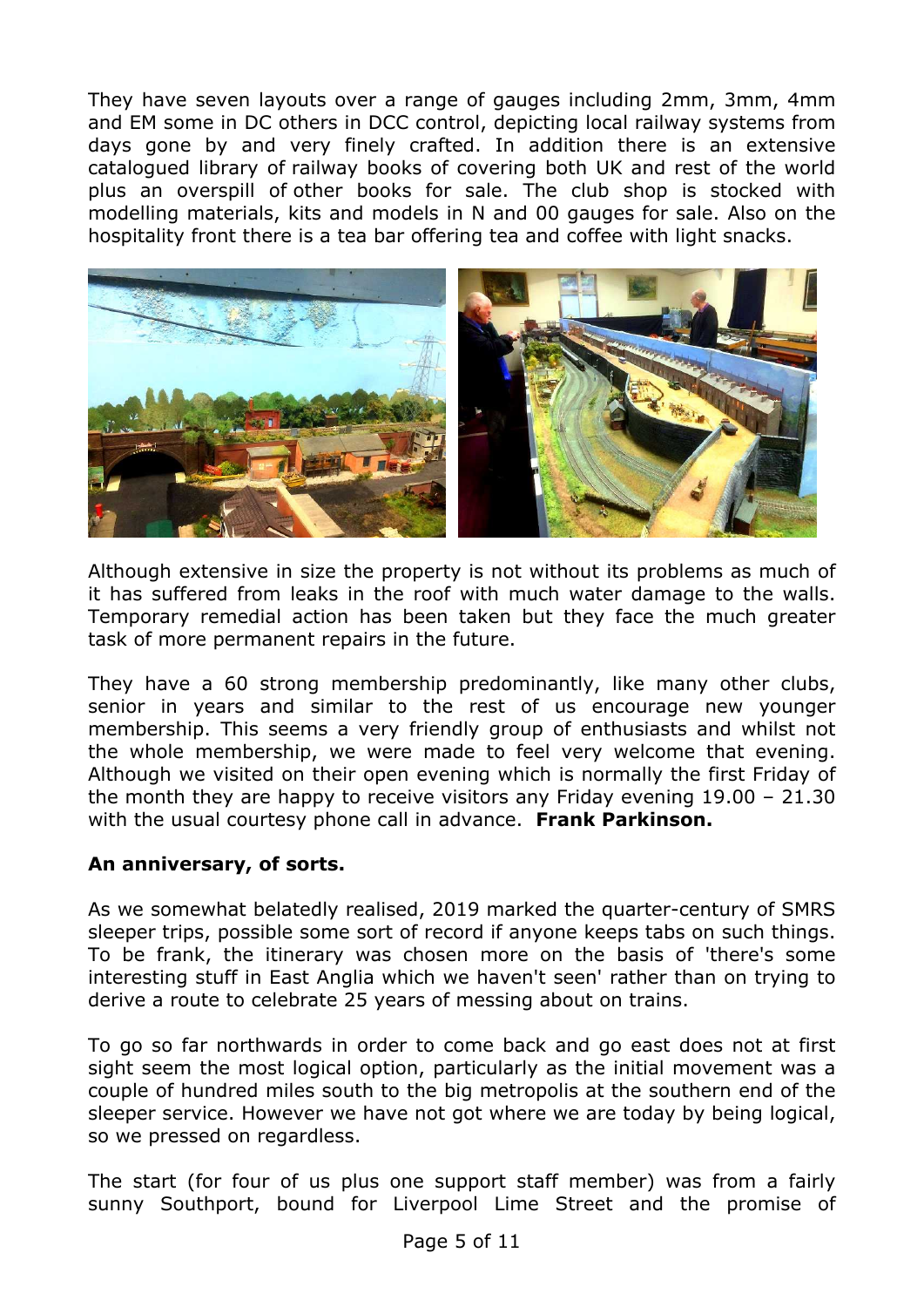They have seven layouts over a range of gauges including 2mm, 3mm, 4mm and EM some in DC others in DCC control, depicting local railway systems from days gone by and very finely crafted. In addition there is an extensive catalogued library of railway books of covering both UK and rest of the world plus an overspill of other books for sale. The club shop is stocked with modelling materials, kits and models in N and 00 gauges for sale. Also on the hospitality front there is a tea bar offering tea and coffee with light snacks.

Although extensive in size the property is not without its problems as much of it has suffered from leaks in the roof with much water damage to the walls. Temporary remedial action has been taken but they face the much greater task of more permanent repairs in the future.

They have a 60 strong membership predominantly, like many other clubs, senior in years and similar to the rest of us encourage new younger membership. This seems a very friendly group of enthusiasts and whilst not the whole membership, we were made to feel very welcome that evening. Although we visited on their open evening which is normally the first Friday of the month they are happy to receive visitors any Friday evening 19.00 – 21.30 with the usual courtesy phone call in advance. **Frank Parkinson.**

**An anniversary, of sorts.**

As we somewhat belatedly realised, 2019 marked the quarter-century of SMRS sleeper trips, possible some sort of record if anyone keeps tabs on such things. To be frank, the itinerary was chosen more on the basis of 'there's some interesting stuff in East Anglia which we haven't seen' rather than on trying to derive a route to celebrate 25 years of messing about on trains.

To go so far northwards in order to come back and go east does not at first sight seem the most logical option, particularly as the initial movement was a couple of hundred miles south to the big metropolis at the southern end of the sleeper service. However we have not got where we are today by being logical, so we pressed on regardless.

The start (for four of us plus one support staff member) was from a fairly sunny Southport, bound for Liverpool Lime Street and the promise of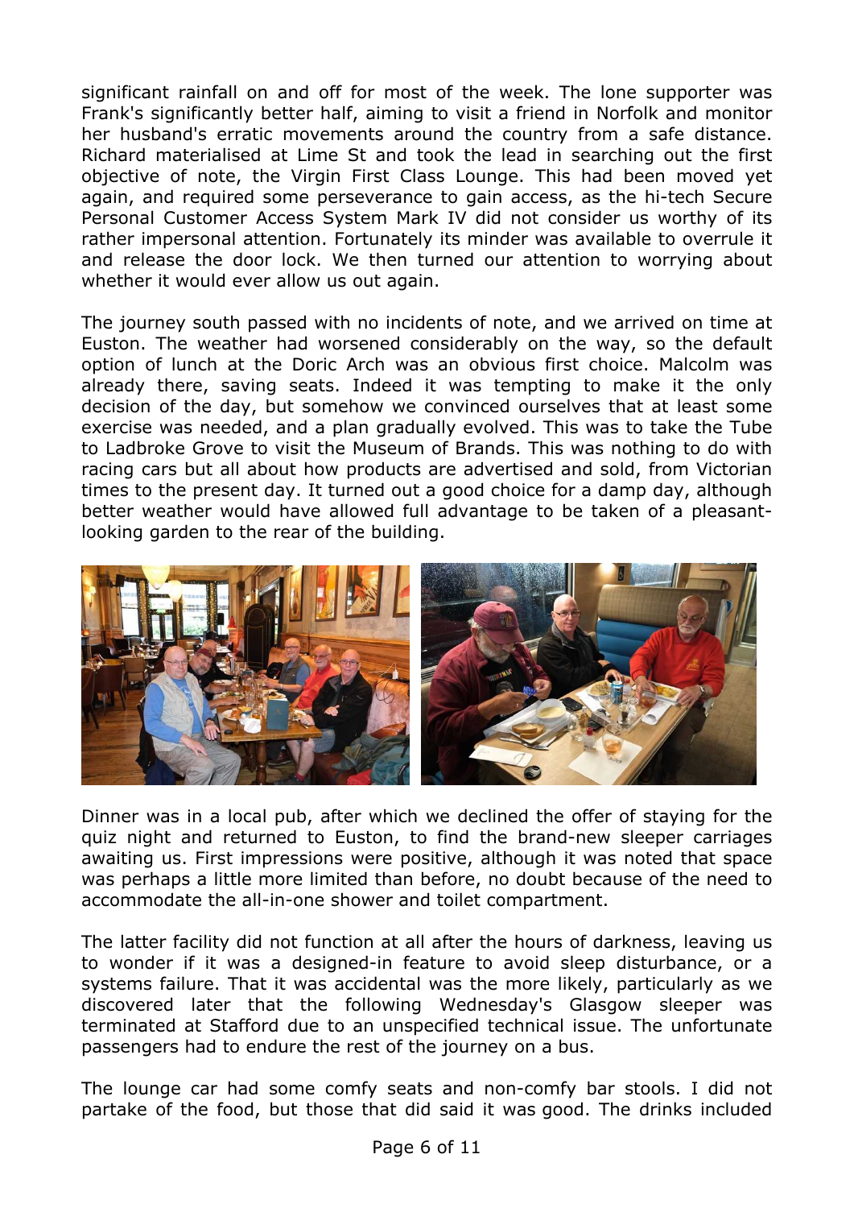significant rainfall on and off for most of the week. The lone supporter was Frank's significantly better half, aiming to visit a friend in Norfolk and monitor her husband's erratic movements around the country from a safe distance. Richard materialised at Lime St and took the lead in searching out the first objective of note, the Virgin First Class Lounge. This had been moved yet again, and required some perseverance to gain access, as the hi-tech Secure Personal Customer Access System Mark IV did not consider us worthy of its rather impersonal attention. Fortunately its minder was available to overrule it and release the door lock. We then turned our attention to worrying about whether it would ever allow us out again.

The journey south passed with no incidents of note, and we arrived on time at Euston. The weather had worsened considerably on the way, so the default option of lunch at the Doric Arch was an obvious first choice. Malcolm was already there, saving seats. Indeed it was tempting to make it the only decision of the day, but somehow we convinced ourselves that at least some exercise was needed, and a plan gradually evolved. This was to take the Tube to Ladbroke Grove to visit the Museum of Brands. This was nothing to do with racing cars but all about how products are advertised and sold, from Victorian times to the present day. It turned out a good choice for a damp day, although better weather would have allowed full advantage to be taken of a pleasant-looking garden to the rear of the building.

Dinner was in a local pub, after which we declined the offer of staying for the quiz night and returned to Euston, to find the brand-new sleeper carriages awaiting us. First impressions were positive, although it was noted that space was perhaps a little more limited than before, no doubt because of the need to accommodate the all-in-one shower and toilet compartment.

The latter facility did not function at all after the hours of darkness, leaving us to wonder if it was a designed-in feature to avoid sleep disturbance, or a systems failure. That it was accidental was the more likely, particularly as we discovered later that the following Wednesday's Glasgow sleeper was terminated at Stafford due to an unspecified technical issue. The unfortunate passengers had to endure the rest of the journey on a bus.

The lounge car had some comfy seats and non-comfy bar stools. I did not partake of the food, but those that did said it was good. The drinks included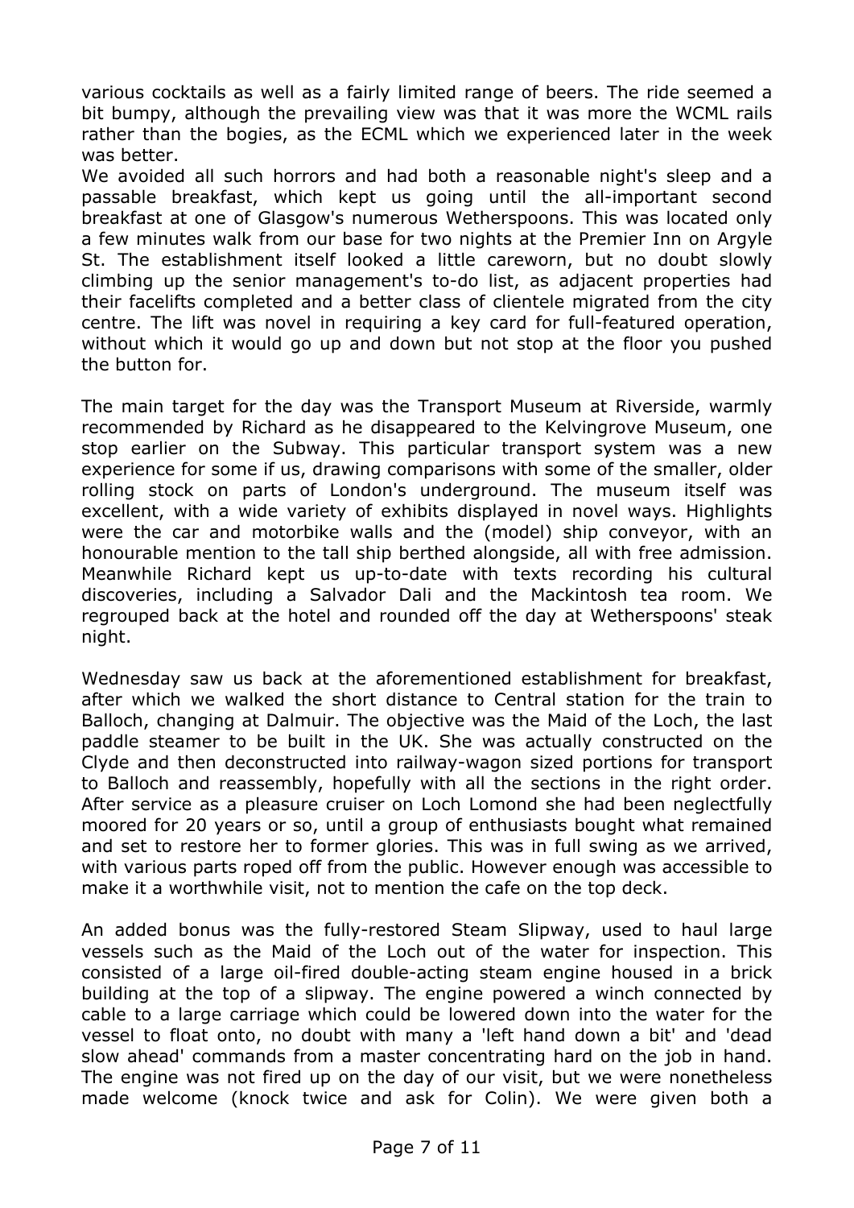various cocktails as well as a fairly limited range of beers. The ride seemed a bit bumpy, although the prevailing view was that it was more the WCML rails rather than the bogies, as the ECML which we experienced later in the week was better.

We avoided all such horrors and had both a reasonable night's sleep and a passable breakfast, which kept us going until the all-important second breakfast at one of Glasgow's numerous Wetherspoons. This was located only a few minutes walk from our base for two nights at the Premier Inn on Argyle St. The establishment itself looked a little careworn, but no doubt slowly climbing up the senior management's to-do list, as adjacent properties had their facelifts completed and a better class of clientele migrated from the city centre. The lift was novel in requiring a key card for full-featured operation, without which it would go up and down but not stop at the floor you pushed the button for.

The main target for the day was the Transport Museum at Riverside, warmly recommended by Richard as he disappeared to the Kelvingrove Museum, one stop earlier on the Subway. This particular transport system was a new experience for some if us, drawing comparisons with some of the smaller, older rolling stock on parts of London's underground. The museum itself was excellent, with a wide variety of exhibits displayed in novel ways. Highlights were the car and motorbike walls and the (model) ship conveyor, with an honourable mention to the tall ship berthed alongside, all with free admission. Meanwhile Richard kept us up-to-date with texts recording his cultural discoveries, including a Salvador Dali and the Mackintosh tea room. We regrouped back at the hotel and rounded off the day at Wetherspoons' steak night.

Wednesday saw us back at the aforementioned establishment for breakfast, after which we walked the short distance to Central station for the train to Balloch, changing at Dalmuir. The objective was the Maid of the Loch, the last paddle steamer to be built in the UK. She was actually constructed on the Clyde and then deconstructed into railway-wagon sized portions for transport to Balloch and reassembly, hopefully with all the sections in the right order. After service as a pleasure cruiser on Loch Lomond she had been neglectfully moored for 20 years or so, until a group of enthusiasts bought what remained and set to restore her to former glories. This was in full swing as we arrived, with various parts roped off from the public. However enough was accessible to make it a worthwhile visit, not to mention the cafe on the top deck.

An added bonus was the fully-restored Steam Slipway, used to haul large vessels such as the Maid of the Loch out of the water for inspection. This consisted of a large oil-fired double-acting steam engine housed in a brick building at the top of a slipway. The engine powered a winch connected by cable to a large carriage which could be lowered down into the water for the vessel to float onto, no doubt with many a 'left hand down a bit' and 'dead slow ahead' commands from a master concentrating hard on the job in hand. The engine was not fired up on the day of our visit, but we were nonetheless made welcome (knock twice and ask for Colin). We were given both a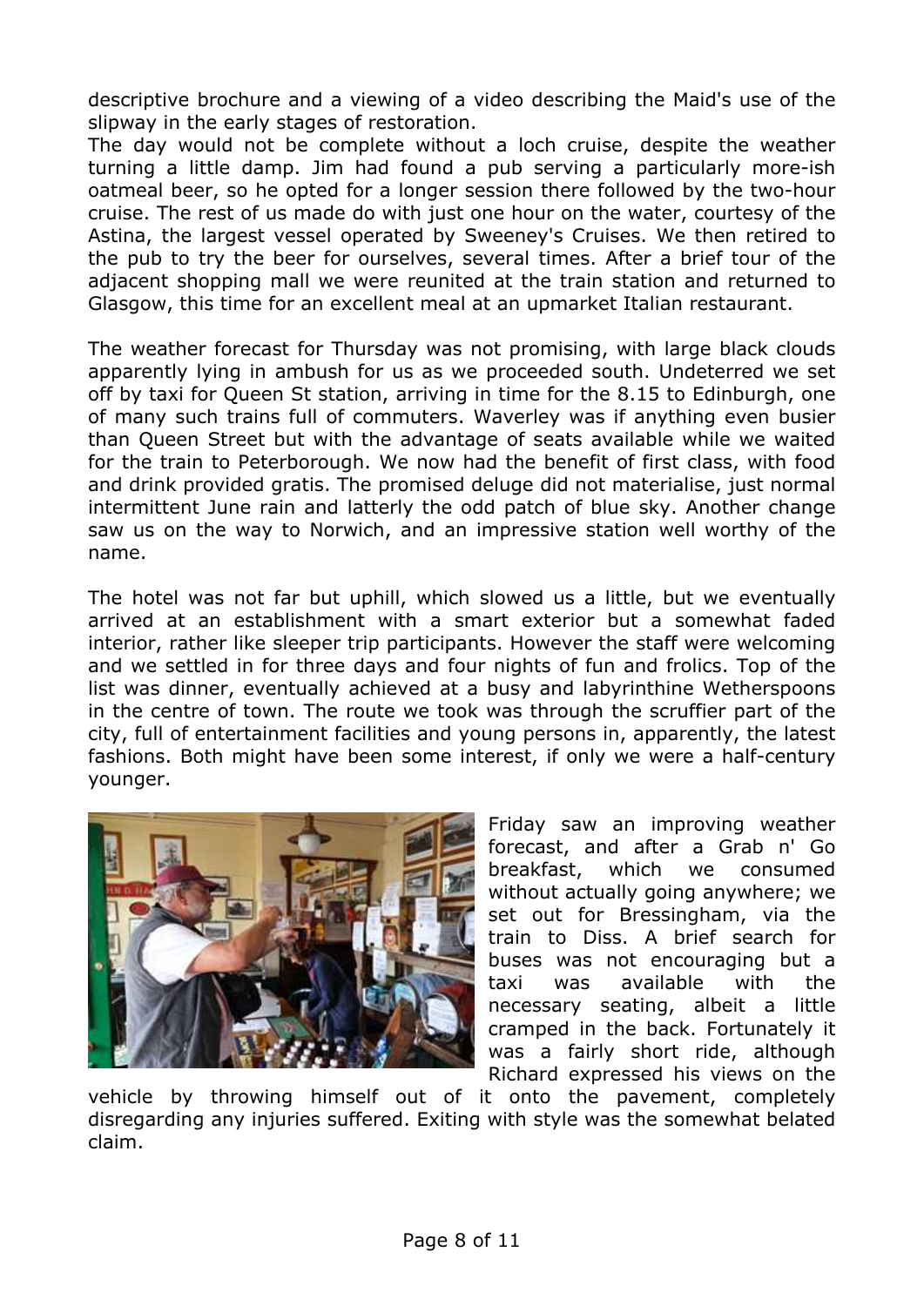descriptive brochure and a viewing of a video describing the Maid's use of the slipway in the early stages of restoration.

The day would not be complete without a loch cruise, despite the weather turning a little damp. Jim had found a pub serving a particularly more-ish oatmeal beer, so he opted for a longer session there followed by the two-hour cruise. The rest of us made do with just one hour on the water, courtesy of the Astina, the largest vessel operated by Sweeney's Cruises. We then retired to the pub to try the beer for ourselves, several times. After a brief tour of the adjacent shopping mall we were reunited at the train station and returned to Glasgow, this time for an excellent meal at an upmarket Italian restaurant.

The weather forecast for Thursday was not promising, with large black clouds apparently lying in ambush for us as we proceeded south. Undeterred we set off by taxi for Queen St station, arriving in time for the 8.15 to Edinburgh, one of many such trains full of commuters. Waverley was if anything even busier than Queen Street but with the advantage of seats available while we waited for the train to Peterborough. We now had the benefit of first class, with food and drink provided gratis. The promised deluge did not materialise, just normal intermittent June rain and latterly the odd patch of blue sky. Another change saw us on the way to Norwich, and an impressive station well worthy of the name.

The hotel was not far but uphill, which slowed us a little, but we eventually arrived at an establishment with a smart exterior but a somewhat faded interior, rather like sleeper trip participants. However the staff were welcoming and we settled in for three days and four nights of fun and frolics. Top of the list was dinner, eventually achieved at a busy and labyrinthine Wetherspoons in the centre of town. The route we took was through the scruffier part of the city, full of entertainment facilities and young persons in, apparently, the latest fashions. Both might have been some interest, if only we were a half-century younger.

Friday saw an improving weather forecast, and after a Grab n' Go breakfast, which we consumed without actually going anywhere; we set out for Bressingham, via the train to Diss. A brief search for buses was not encouraging but a taxi was available with the necessary seating, albeit a little cramped in the back. Fortunately it was a fairly short ride, although Richard expressed his views on the vehicle by throwing himself out of it onto the pavement, completely disregarding any injuries suffered. Exiting with style was the somewhat belated claim.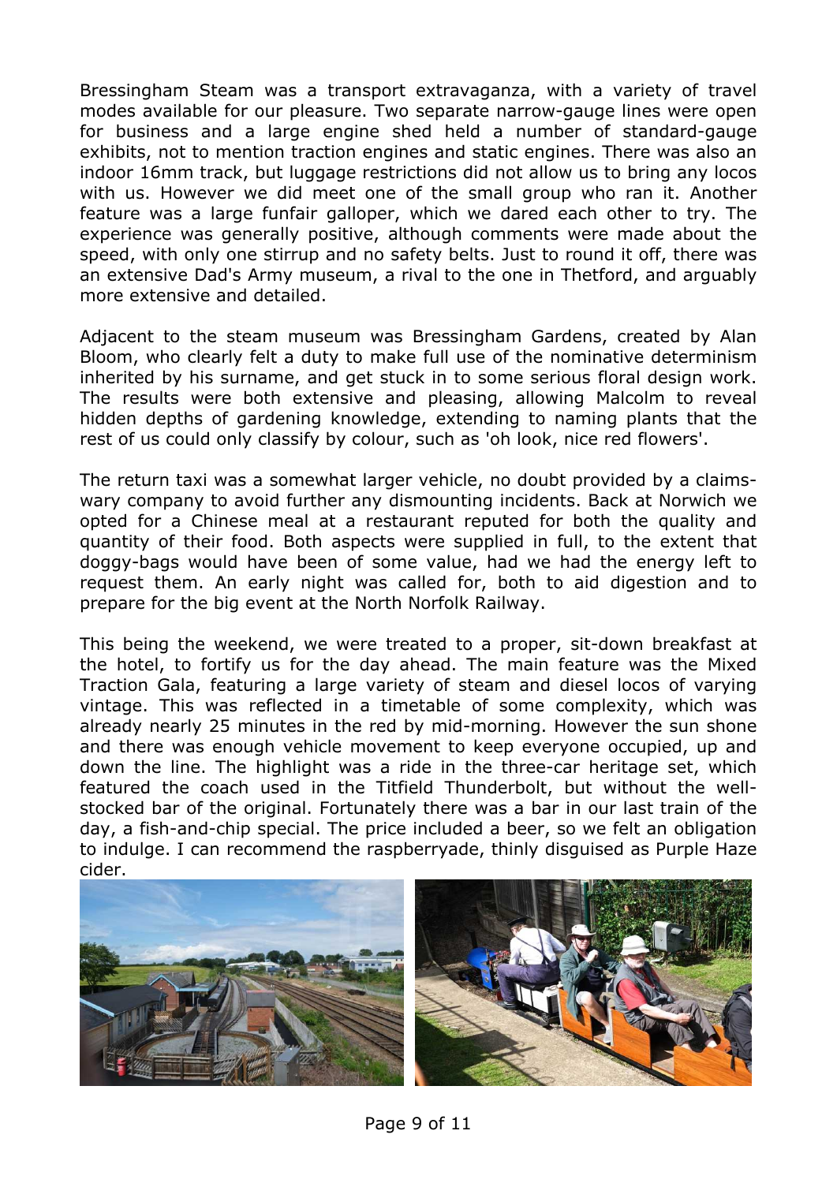Bressingham Steam was a transport extravaganza, with a variety of travel modes available for our pleasure. Two separate narrow-gauge lines were open for business and a large engine shed held a number of standard-gauge exhibits, not to mention traction engines and static engines. There was also an indoor 16mm track, but luggage restrictions did not allow us to bring any locos with us. However we did meet one of the small group who ran it. Another feature was a large funfair galloper, which we dared each other to try. The experience was generally positive, although comments were made about the speed, with only one stirrup and no safety belts. Just to round it off, there was an extensive Dad's Army museum, a rival to the one in Thetford, and arguably more extensive and detailed.

Adjacent to the steam museum was Bressingham Gardens, created by Alan Bloom, who clearly felt a duty to make full use of the nominative determinism inherited by his surname, and get stuck in to some serious floral design work. The results were both extensive and pleasing, allowing Malcolm to reveal hidden depths of gardening knowledge, extending to naming plants that the rest of us could only classify by colour, such as 'oh look, nice red flowers'.

The return taxi was a somewhat larger vehicle, no doubt provided by a claims-wary company to avoid further any dismounting incidents. Back at Norwich we opted for a Chinese meal at a restaurant reputed for both the quality and quantity of their food. Both aspects were supplied in full, to the extent that doggy-bags would have been of some value, had we had the energy left to request them. An early night was called for, both to aid digestion and to prepare for the big event at the North Norfolk Railway.

This being the weekend, we were treated to a proper, sit-down breakfast at the hotel, to fortify us for the day ahead. The main feature was the Mixed Traction Gala, featuring a large variety of steam and diesel locos of varying vintage. This was reflected in a timetable of some complexity, which was already nearly 25 minutes in the red by mid-morning. However the sun shone and there was enough vehicle movement to keep everyone occupied, up and down the line. The highlight was a ride in the three-car heritage set, which featured the coach used in the Titfield Thunderbolt, but without the well-stocked bar of the original. Fortunately there was a bar in our last train of the day, a fish-and-chip special. The price included a beer, so we felt an obligation to indulge. I can recommend the raspberryade, thinly disguised as Purple Haze cider.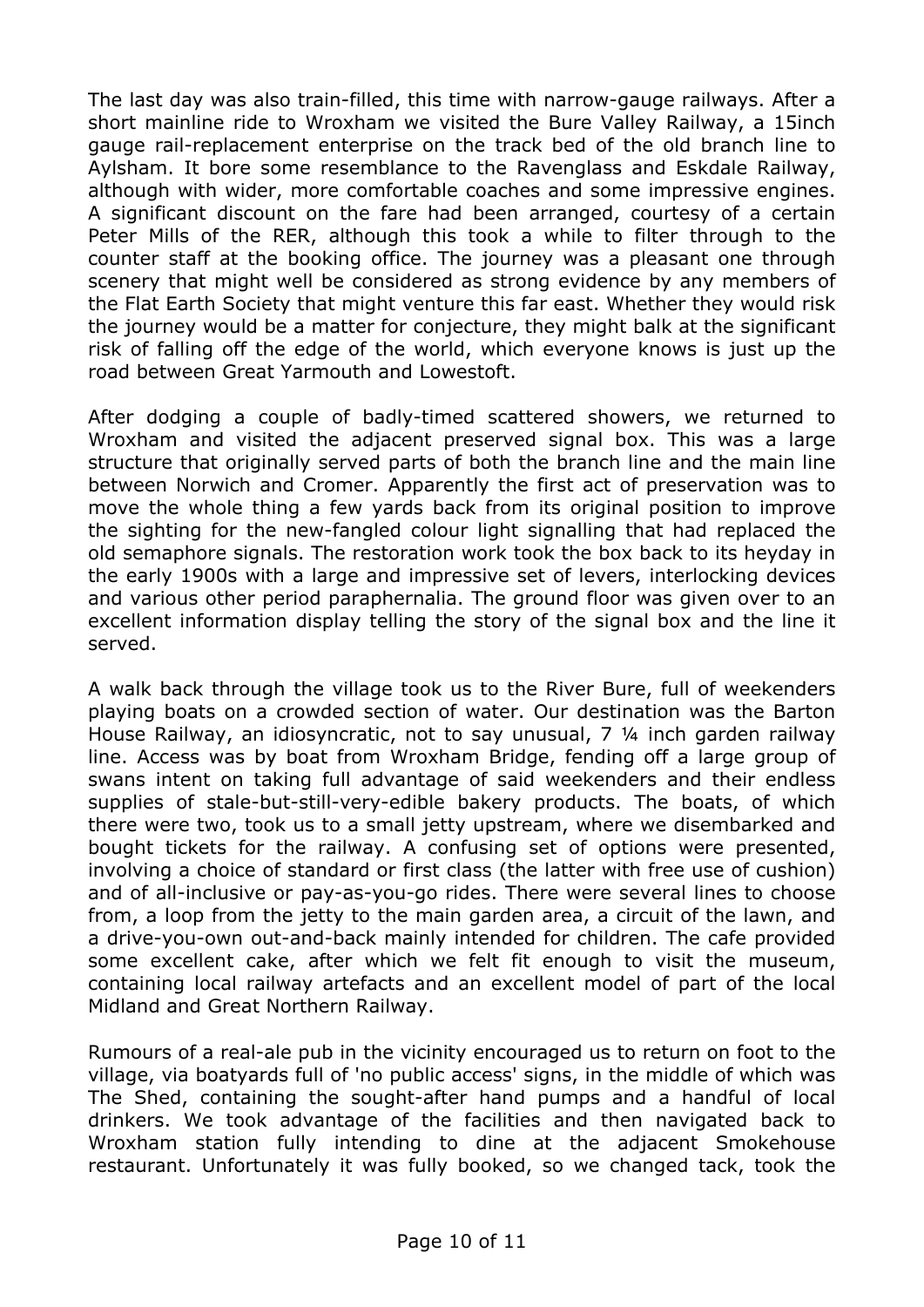The last day was also train-filled, this time with narrow-gauge railways. After a short mainline ride to Wroxham we visited the Bure Valley Railway, a 15inch gauge rail-replacement enterprise on the track bed of the old branch line to Aylsham. It bore some resemblance to the Ravenglass and Eskdale Railway, although with wider, more comfortable coaches and some impressive engines. A significant discount on the fare had been arranged, courtesy of a certain Peter Mills of the RER, although this took a while to filter through to the counter staff at the booking office. The journey was a pleasant one through scenery that might well be considered as strong evidence by any members of the Flat Earth Society that might venture this far east. Whether they would risk the journey would be a matter for conjecture, they might balk at the significant risk of falling off the edge of the world, which everyone knows is just up the road between Great Yarmouth and Lowestoft.

After dodging a couple of badly-timed scattered showers, we returned to Wroxham and visited the adjacent preserved signal box. This was a large structure that originally served parts of both the branch line and the main line between Norwich and Cromer. Apparently the first act of preservation was to move the whole thing a few yards back from its original position to improve the sighting for the new-fangled colour light signalling that had replaced the old semaphore signals. The restoration work took the box back to its heyday in the early 1900s with a large and impressive set of levers, interlocking devices and various other period paraphernalia. The ground floor was given over to an excellent information display telling the story of the signal box and the line it served.

A walk back through the village took us to the River Bure, full of weekenders playing boats on a crowded section of water. Our destination was the Barton House Railway, an idiosyncratic, not to say unusual, 7 ¼ inch garden railway line. Access was by boat from Wroxham Bridge, fending off a large group of swans intent on taking full advantage of said weekenders and their endless supplies of stale-but-still-very-edible bakery products. The boats, of which there were two, took us to a small jetty upstream, where we disembarked and bought tickets for the railway. A confusing set of options were presented, involving a choice of standard or first class (the latter with free use of cushion) and of all-inclusive or pay-as-you-go rides. There were several lines to choose from, a loop from the jetty to the main garden area, a circuit of the lawn, and a drive-you-own out-and-back mainly intended for children. The cafe provided some excellent cake, after which we felt fit enough to visit the museum, containing local railway artefacts and an excellent model of part of the local Midland and Great Northern Railway.

Rumours of a real-ale pub in the vicinity encouraged us to return on foot to the village, via boatyards full of 'no public access' signs, in the middle of which was The Shed, containing the sought-after hand pumps and a handful of local drinkers. We took advantage of the facilities and then navigated back to Wroxham station fully intending to dine at the adjacent Smokehouse restaurant. Unfortunately it was fully booked, so we changed tack, took the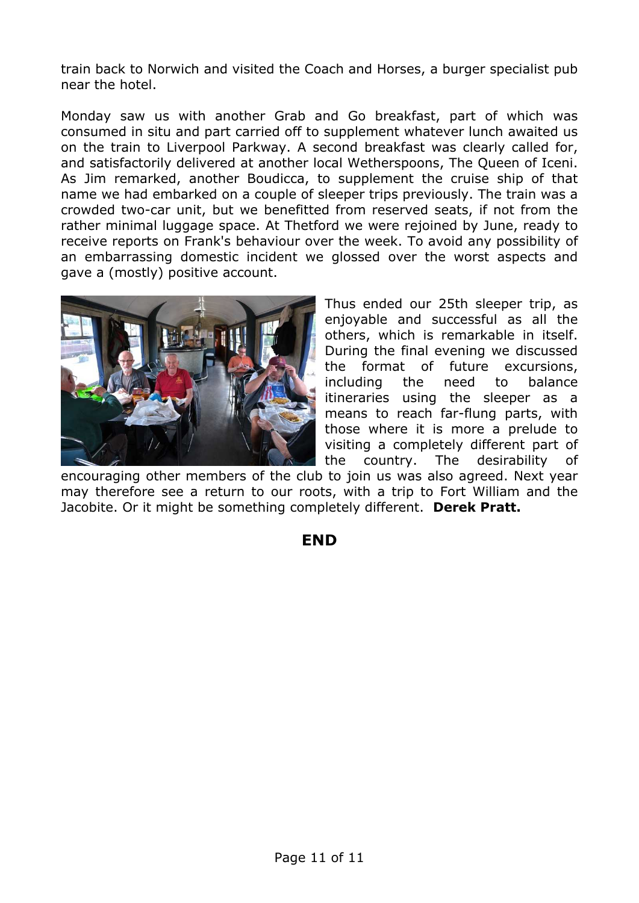train back to Norwich and visited the Coach and Horses, a burger specialist pub near the hotel.

Monday saw us with another Grab and Go breakfast, part of which was consumed in situ and part carried off to supplement whatever lunch awaited us on the train to Liverpool Parkway. A second breakfast was clearly called for, and satisfactorily delivered at another local Wetherspoons, The Queen of Iceni. As Jim remarked, another Boudicca, to supplement the cruise ship of that name we had embarked on a couple of sleeper trips previously. The train was a crowded two-car unit, but we benefitted from reserved seats, if not from the rather minimal luggage space. At Thetford we were rejoined by June, ready to receive reports on Frank's behaviour over the week. To avoid any possibility of an embarrassing domestic incident we glossed over the worst aspects and gave a (mostly) positive account.

Thus ended our 25th sleeper trip, as enjoyable and successful as all the others, which is remarkable in itself. During the final evening we discussed the format of future excursions, including the need to balance itineraries using the sleeper as a means to reach far-flung parts, with those where it is more a prelude to visiting a completely different part of the country. The desirability of encouraging other members of the club to join us was also agreed. Next year may therefore see a return to our roots, with a trip to Fort William and the Jacobite. Or it might be something completely different. **Derek Pratt.**

**END**